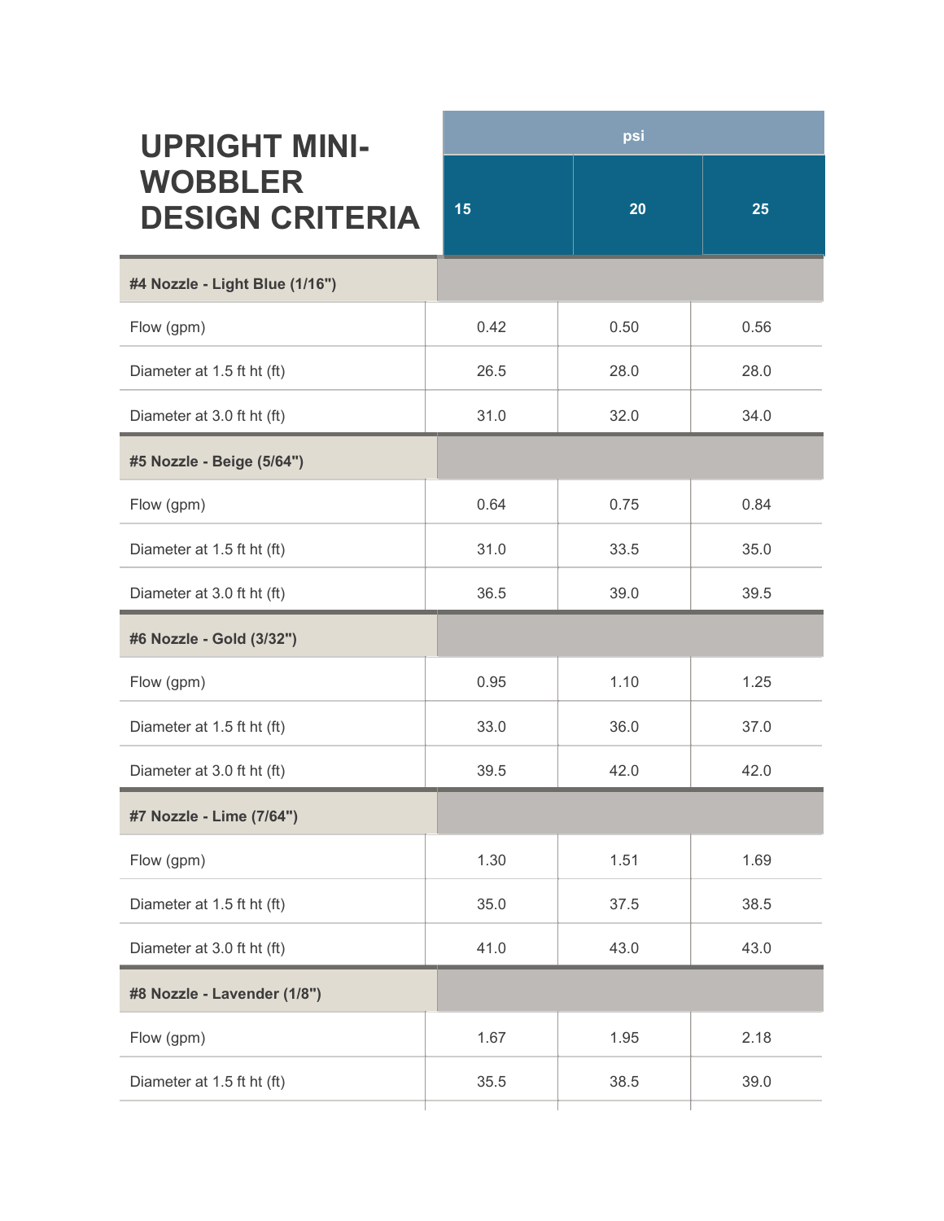# UPRIGHT MINI-WOBBLER DESIGN CRITERIA

| | psi | | |
|---|---|---|---|
| | 15 | 20 | 25 |
| **#4 Nozzle - Light Blue (1/16")** | | | |
| Flow (gpm) | 0.42 | 0.50 | 0.56 |
| Diameter at 1.5 ft ht (ft) | 26.5 | 28.0 | 28.0 |
| Diameter at 3.0 ft ht (ft) | 31.0 | 32.0 | 34.0 |
| **#5 Nozzle - Beige (5/64")** | | | |
| Flow (gpm) | 0.64 | 0.75 | 0.84 |
| Diameter at 1.5 ft ht (ft) | 31.0 | 33.5 | 35.0 |
| Diameter at 3.0 ft ht (ft) | 36.5 | 39.0 | 39.5 |
| **#6 Nozzle - Gold (3/32")** | | | |
| Flow (gpm) | 0.95 | 1.10 | 1.25 |
| Diameter at 1.5 ft ht (ft) | 33.0 | 36.0 | 37.0 |
| Diameter at 3.0 ft ht (ft) | 39.5 | 42.0 | 42.0 |
| **#7 Nozzle - Lime (7/64")** | | | |
| Flow (gpm) | 1.30 | 1.51 | 1.69 |
| Diameter at 1.5 ft ht (ft) | 35.0 | 37.5 | 38.5 |
| Diameter at 3.0 ft ht (ft) | 41.0 | 43.0 | 43.0 |
| **#8 Nozzle - Lavender (1/8")** | | | |
| Flow (gpm) | 1.67 | 1.95 | 2.18 |
| Diameter at 1.5 ft ht (ft) | 35.5 | 38.5 | 39.0 |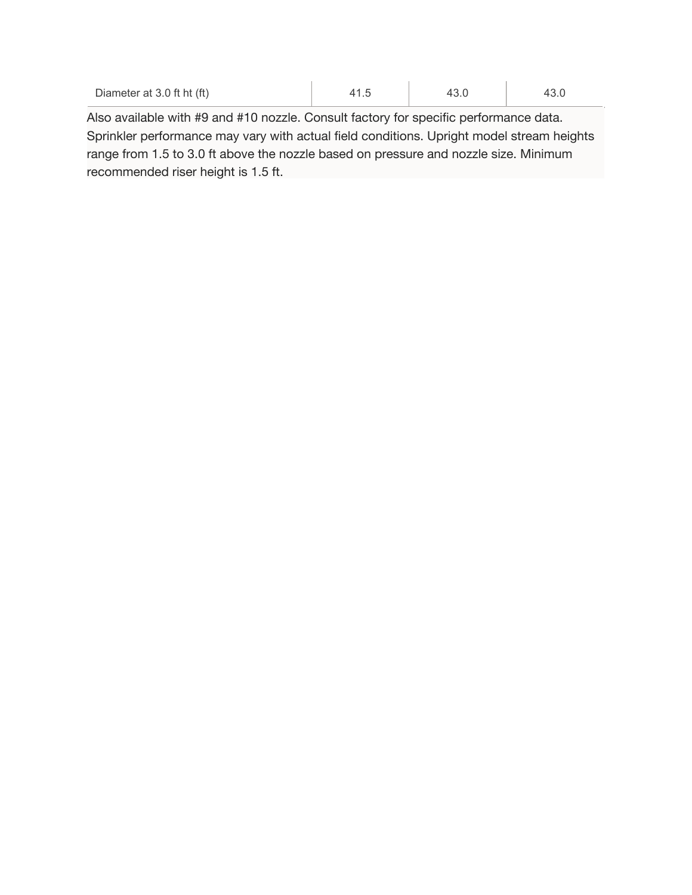| | | | |
| --- | --- | --- | --- |
| Diameter at 3.0 ft ht (ft) | 41.5 | 43.0 | 43.0 |

Also available with #9 and #10 nozzle. Consult factory for specific performance data. Sprinkler performance may vary with actual field conditions. Upright model stream heights range from 1.5 to 3.0 ft above the nozzle based on pressure and nozzle size. Minimum recommended riser height is 1.5 ft.